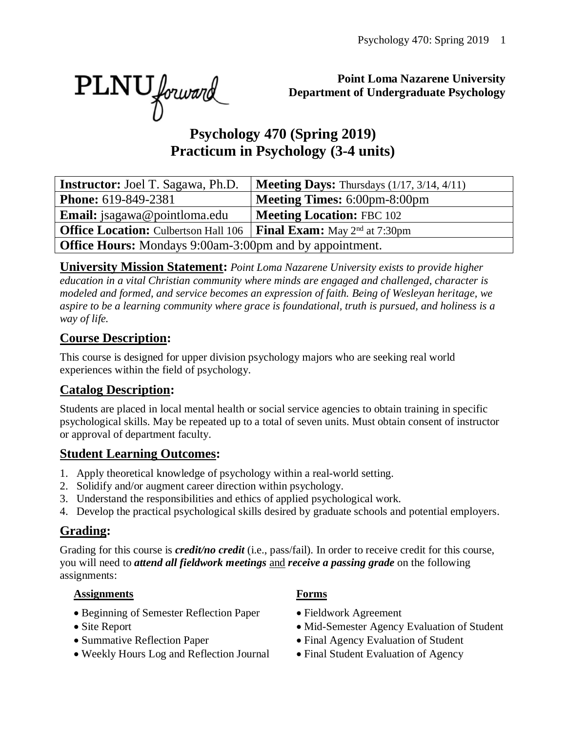**Point Loma Nazarene University**
**Department of Undergraduate Psychology**

# Psychology 470 (Spring 2019)
# Practicum in Psychology (3-4 units)

| **Instructor:** Joel T. Sagawa, Ph.D. | **Meeting Days:** Thursdays (1/17, 3/14, 4/11) |
|---|---|
| **Phone:** 619-849-2381 | **Meeting Times:** 6:00pm-8:00pm |
| **Email:** jsagawa@pointloma.edu | **Meeting Location:** FBC 102 |
| **Office Location:** Culbertson Hall 106 | **Final Exam:** May 2nd at 7:30pm |
| **Office Hours:** Mondays 9:00am-3:00pm and by appointment. | |

**University Mission Statement:** *Point Loma Nazarene University exists to provide higher education in a vital Christian community where minds are engaged and challenged, character is modeled and formed, and service becomes an expression of faith. Being of Wesleyan heritage, we aspire to be a learning community where grace is foundational, truth is pursued, and holiness is a way of life.*

## Course Description:

This course is designed for upper division psychology majors who are seeking real world experiences within the field of psychology.

## Catalog Description:

Students are placed in local mental health or social service agencies to obtain training in specific psychological skills. May be repeated up to a total of seven units. Must obtain consent of instructor or approval of department faculty.

## Student Learning Outcomes:

1. Apply theoretical knowledge of psychology within a real-world setting.
2. Solidify and/or augment career direction within psychology.
3. Understand the responsibilities and ethics of applied psychological work.
4. Develop the practical psychological skills desired by graduate schools and potential employers.

## Grading:

Grading for this course is ***credit/no credit*** (i.e., pass/fail). In order to receive credit for this course, you will need to ***attend all fieldwork meetings*** and ***receive a passing grade*** on the following assignments:

**Assignments**

- Beginning of Semester Reflection Paper
- Site Report
- Summative Reflection Paper
- Weekly Hours Log and Reflection Journal

**Forms**

- Fieldwork Agreement
- Mid-Semester Agency Evaluation of Student
- Final Agency Evaluation of Student
- Final Student Evaluation of Agency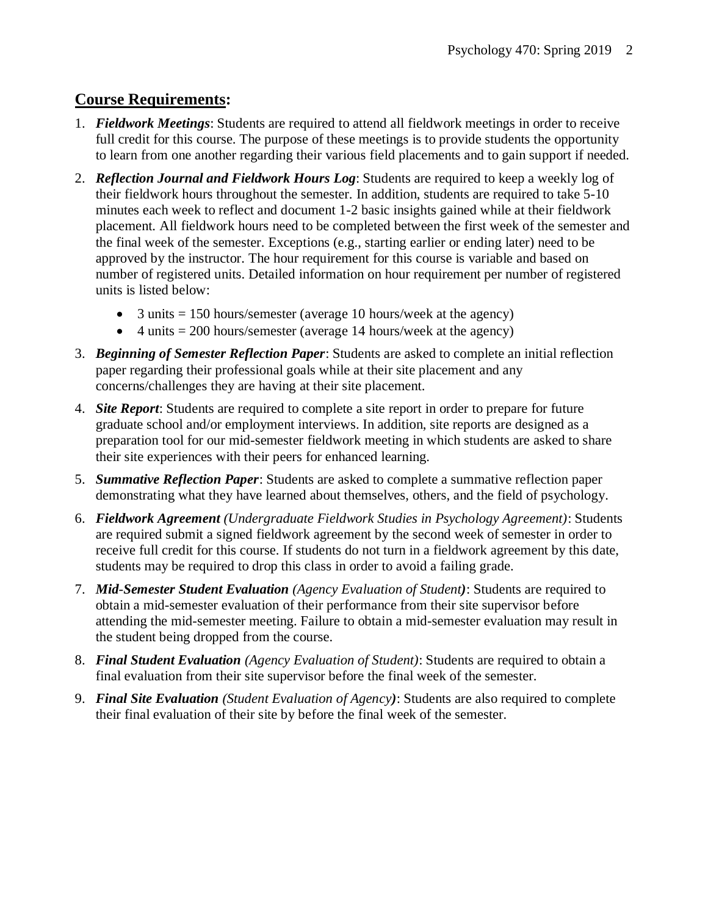## Course Requirements:

1. ***Fieldwork Meetings***: Students are required to attend all fieldwork meetings in order to receive full credit for this course. The purpose of these meetings is to provide students the opportunity to learn from one another regarding their various field placements and to gain support if needed.
2. ***Reflection Journal and Fieldwork Hours Log***: Students are required to keep a weekly log of their fieldwork hours throughout the semester. In addition, students are required to take 5-10 minutes each week to reflect and document 1-2 basic insights gained while at their fieldwork placement. All fieldwork hours need to be completed between the first week of the semester and the final week of the semester. Exceptions (e.g., starting earlier or ending later) need to be approved by the instructor. The hour requirement for this course is variable and based on number of registered units. Detailed information on hour requirement per number of registered units is listed below:
   - 3 units = 150 hours/semester (average 10 hours/week at the agency)
   - 4 units = 200 hours/semester (average 14 hours/week at the agency)
3. ***Beginning of Semester Reflection Paper***: Students are asked to complete an initial reflection paper regarding their professional goals while at their site placement and any concerns/challenges they are having at their site placement.
4. ***Site Report***: Students are required to complete a site report in order to prepare for future graduate school and/or employment interviews. In addition, site reports are designed as a preparation tool for our mid-semester fieldwork meeting in which students are asked to share their site experiences with their peers for enhanced learning.
5. ***Summative Reflection Paper***: Students are asked to complete a summative reflection paper demonstrating what they have learned about themselves, others, and the field of psychology.
6. ***Fieldwork Agreement*** *(Undergraduate Fieldwork Studies in Psychology Agreement)*: Students are required submit a signed fieldwork agreement by the second week of semester in order to receive full credit for this course. If students do not turn in a fieldwork agreement by this date, students may be required to drop this class in order to avoid a failing grade.
7. ***Mid-Semester Student Evaluation*** *(Agency Evaluation of Student)*: Students are required to obtain a mid-semester evaluation of their performance from their site supervisor before attending the mid-semester meeting. Failure to obtain a mid-semester evaluation may result in the student being dropped from the course.
8. ***Final Student Evaluation*** *(Agency Evaluation of Student)*: Students are required to obtain a final evaluation from their site supervisor before the final week of the semester.
9. ***Final Site Evaluation*** *(Student Evaluation of Agency)*: Students are also required to complete their final evaluation of their site by before the final week of the semester.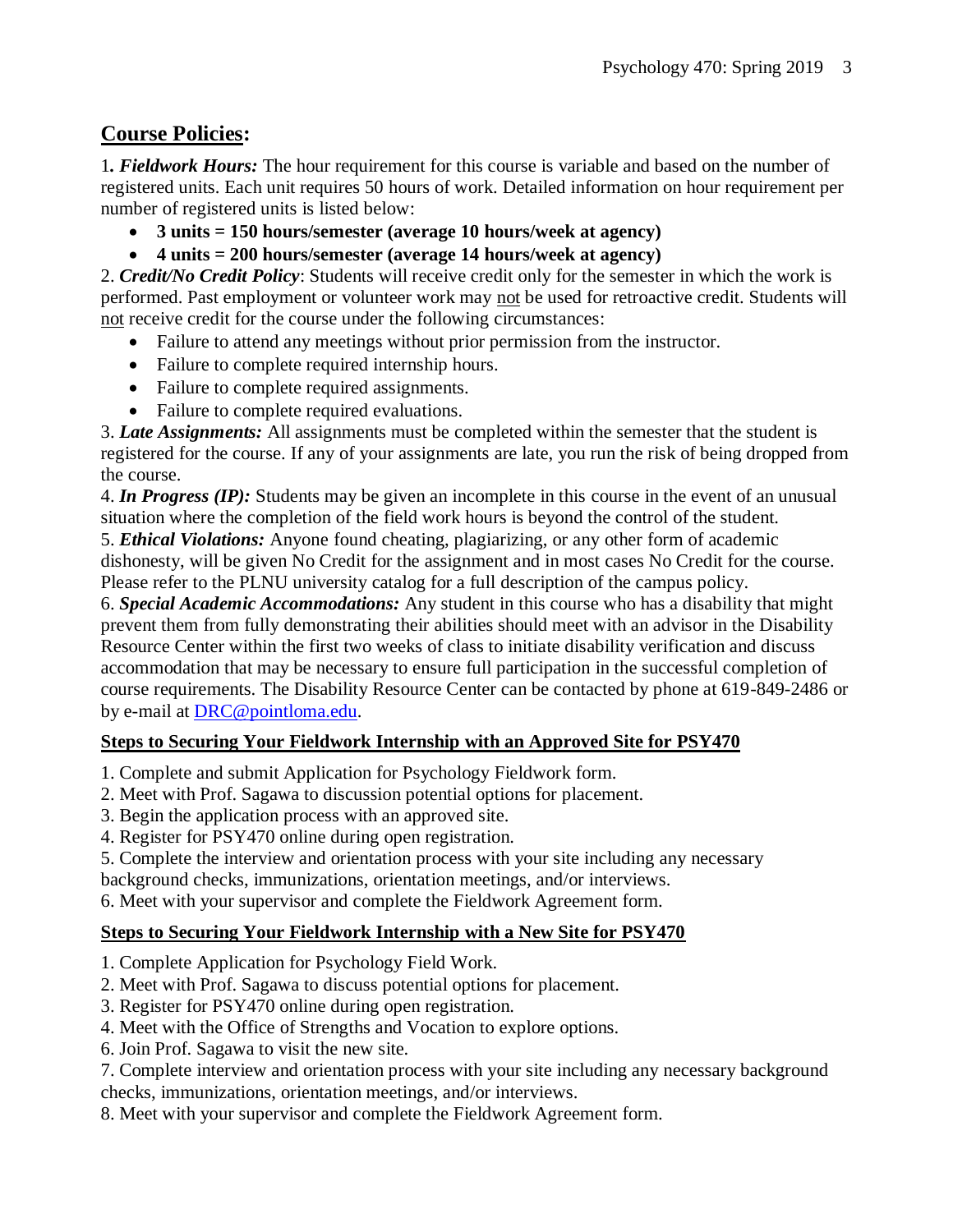## **Course Policies:**

1**.** ***Fieldwork Hours:*** The hour requirement for this course is variable and based on the number of registered units. Each unit requires 50 hours of work. Detailed information on hour requirement per number of registered units is listed below:

- **3 units = 150 hours/semester (average 10 hours/week at agency)**
- **4 units = 200 hours/semester (average 14 hours/week at agency)**

2. ***Credit/No Credit Policy***: Students will receive credit only for the semester in which the work is performed. Past employment or volunteer work may not be used for retroactive credit. Students will not receive credit for the course under the following circumstances:

- Failure to attend any meetings without prior permission from the instructor.
- Failure to complete required internship hours.
- Failure to complete required assignments.
- Failure to complete required evaluations.

3. ***Late Assignments:*** All assignments must be completed within the semester that the student is registered for the course. If any of your assignments are late, you run the risk of being dropped from the course.

4. ***In Progress (IP):*** Students may be given an incomplete in this course in the event of an unusual situation where the completion of the field work hours is beyond the control of the student.

5. ***Ethical Violations:*** Anyone found cheating, plagiarizing, or any other form of academic dishonesty, will be given No Credit for the assignment and in most cases No Credit for the course. Please refer to the PLNU university catalog for a full description of the campus policy.

6. ***Special Academic Accommodations:*** Any student in this course who has a disability that might prevent them from fully demonstrating their abilities should meet with an advisor in the Disability Resource Center within the first two weeks of class to initiate disability verification and discuss accommodation that may be necessary to ensure full participation in the successful completion of course requirements. The Disability Resource Center can be contacted by phone at 619-849-2486 or by e-mail at DRC@pointloma.edu.

### **Steps to Securing Your Fieldwork Internship with an Approved Site for PSY470**

1. Complete and submit Application for Psychology Fieldwork form.
2. Meet with Prof. Sagawa to discussion potential options for placement.
3. Begin the application process with an approved site.
4. Register for PSY470 online during open registration.
5. Complete the interview and orientation process with your site including any necessary background checks, immunizations, orientation meetings, and/or interviews.
6. Meet with your supervisor and complete the Fieldwork Agreement form.

### **Steps to Securing Your Fieldwork Internship with a New Site for PSY470**

1. Complete Application for Psychology Field Work.
2. Meet with Prof. Sagawa to discuss potential options for placement.
3. Register for PSY470 online during open registration.
4. Meet with the Office of Strengths and Vocation to explore options.

6. Join Prof. Sagawa to visit the new site.
7. Complete interview and orientation process with your site including any necessary background checks, immunizations, orientation meetings, and/or interviews.
8. Meet with your supervisor and complete the Fieldwork Agreement form.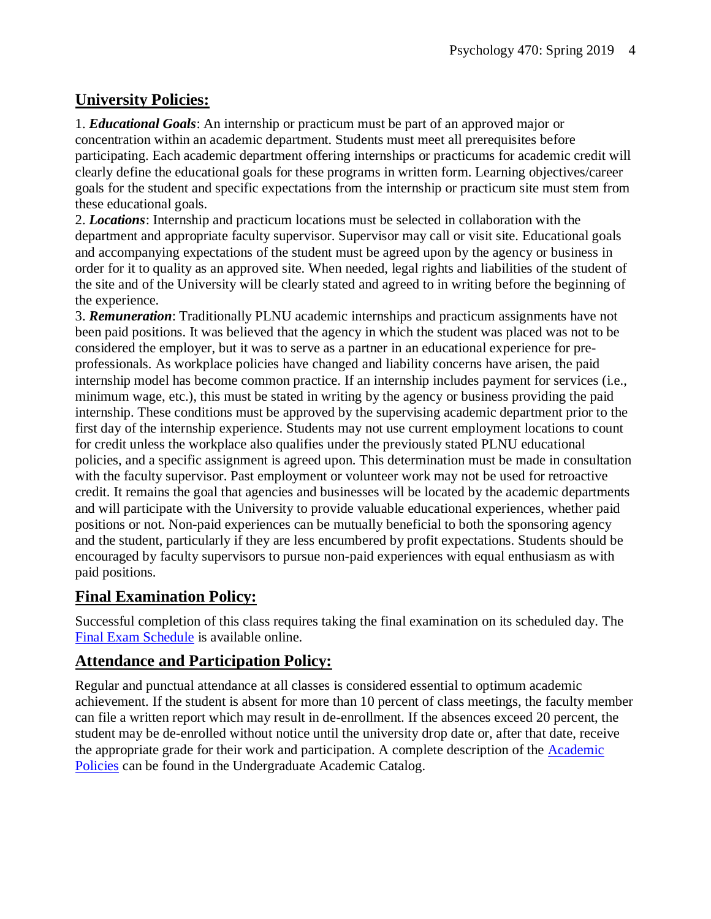## University Policies:

1. ***Educational Goals***: An internship or practicum must be part of an approved major or concentration within an academic department. Students must meet all prerequisites before participating. Each academic department offering internships or practicums for academic credit will clearly define the educational goals for these programs in written form. Learning objectives/career goals for the student and specific expectations from the internship or practicum site must stem from these educational goals.
2. ***Locations***: Internship and practicum locations must be selected in collaboration with the department and appropriate faculty supervisor. Supervisor may call or visit site. Educational goals and accompanying expectations of the student must be agreed upon by the agency or business in order for it to quality as an approved site. When needed, legal rights and liabilities of the student of the site and of the University will be clearly stated and agreed to in writing before the beginning of the experience.
3. ***Remuneration***: Traditionally PLNU academic internships and practicum assignments have not been paid positions. It was believed that the agency in which the student was placed was not to be considered the employer, but it was to serve as a partner in an educational experience for pre-professionals. As workplace policies have changed and liability concerns have arisen, the paid internship model has become common practice. If an internship includes payment for services (i.e., minimum wage, etc.), this must be stated in writing by the agency or business providing the paid internship. These conditions must be approved by the supervising academic department prior to the first day of the internship experience. Students may not use current employment locations to count for credit unless the workplace also qualifies under the previously stated PLNU educational policies, and a specific assignment is agreed upon. This determination must be made in consultation with the faculty supervisor. Past employment or volunteer work may not be used for retroactive credit. It remains the goal that agencies and businesses will be located by the academic departments and will participate with the University to provide valuable educational experiences, whether paid positions or not. Non-paid experiences can be mutually beneficial to both the sponsoring agency and the student, particularly if they are less encumbered by profit expectations. Students should be encouraged by faculty supervisors to pursue non-paid experiences with equal enthusiasm as with paid positions.

## Final Examination Policy:

Successful completion of this class requires taking the final examination on its scheduled day. The Final Exam Schedule is available online.

## Attendance and Participation Policy:

Regular and punctual attendance at all classes is considered essential to optimum academic achievement. If the student is absent for more than 10 percent of class meetings, the faculty member can file a written report which may result in de-enrollment. If the absences exceed 20 percent, the student may be de-enrolled without notice until the university drop date or, after that date, receive the appropriate grade for their work and participation. A complete description of the Academic Policies can be found in the Undergraduate Academic Catalog.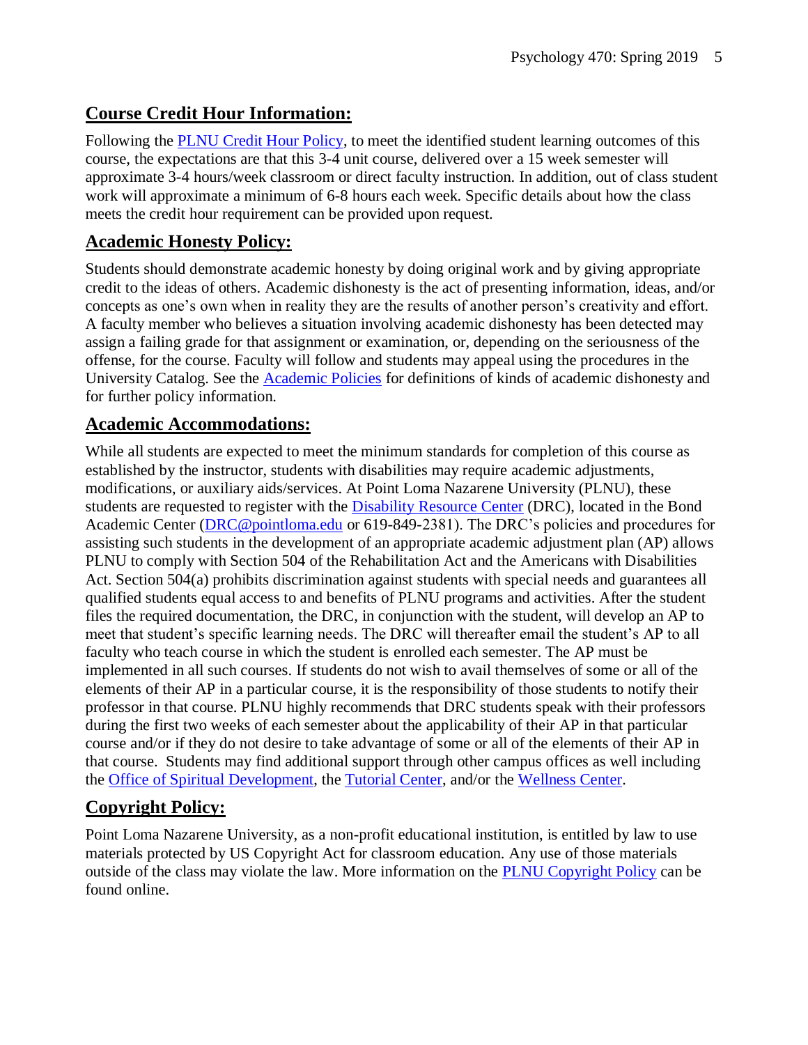## Course Credit Hour Information:

Following the [PLNU Credit Hour Policy](), to meet the identified student learning outcomes of this course, the expectations are that this 3-4 unit course, delivered over a 15 week semester will approximate 3-4 hours/week classroom or direct faculty instruction. In addition, out of class student work will approximate a minimum of 6-8 hours each week. Specific details about how the class meets the credit hour requirement can be provided upon request.

## Academic Honesty Policy:

Students should demonstrate academic honesty by doing original work and by giving appropriate credit to the ideas of others. Academic dishonesty is the act of presenting information, ideas, and/or concepts as one's own when in reality they are the results of another person's creativity and effort. A faculty member who believes a situation involving academic dishonesty has been detected may assign a failing grade for that assignment or examination, or, depending on the seriousness of the offense, for the course. Faculty will follow and students may appeal using the procedures in the University Catalog. See the [Academic Policies]() for definitions of kinds of academic dishonesty and for further policy information.

## Academic Accommodations:

While all students are expected to meet the minimum standards for completion of this course as established by the instructor, students with disabilities may require academic adjustments, modifications, or auxiliary aids/services. At Point Loma Nazarene University (PLNU), these students are requested to register with the [Disability Resource Center]() (DRC), located in the Bond Academic Center (DRC@pointloma.edu or 619-849-2381). The DRC's policies and procedures for assisting such students in the development of an appropriate academic adjustment plan (AP) allows PLNU to comply with Section 504 of the Rehabilitation Act and the Americans with Disabilities Act. Section 504(a) prohibits discrimination against students with special needs and guarantees all qualified students equal access to and benefits of PLNU programs and activities. After the student files the required documentation, the DRC, in conjunction with the student, will develop an AP to meet that student's specific learning needs. The DRC will thereafter email the student's AP to all faculty who teach course in which the student is enrolled each semester. The AP must be implemented in all such courses. If students do not wish to avail themselves of some or all of the elements of their AP in a particular course, it is the responsibility of those students to notify their professor in that course. PLNU highly recommends that DRC students speak with their professors during the first two weeks of each semester about the applicability of their AP in that particular course and/or if they do not desire to take advantage of some or all of the elements of their AP in that course. Students may find additional support through other campus offices as well including the [Office of Spiritual Development](), the [Tutorial Center](), and/or the [Wellness Center]().

## Copyright Policy:

Point Loma Nazarene University, as a non-profit educational institution, is entitled by law to use materials protected by US Copyright Act for classroom education. Any use of those materials outside of the class may violate the law. More information on the [PLNU Copyright Policy]() can be found online.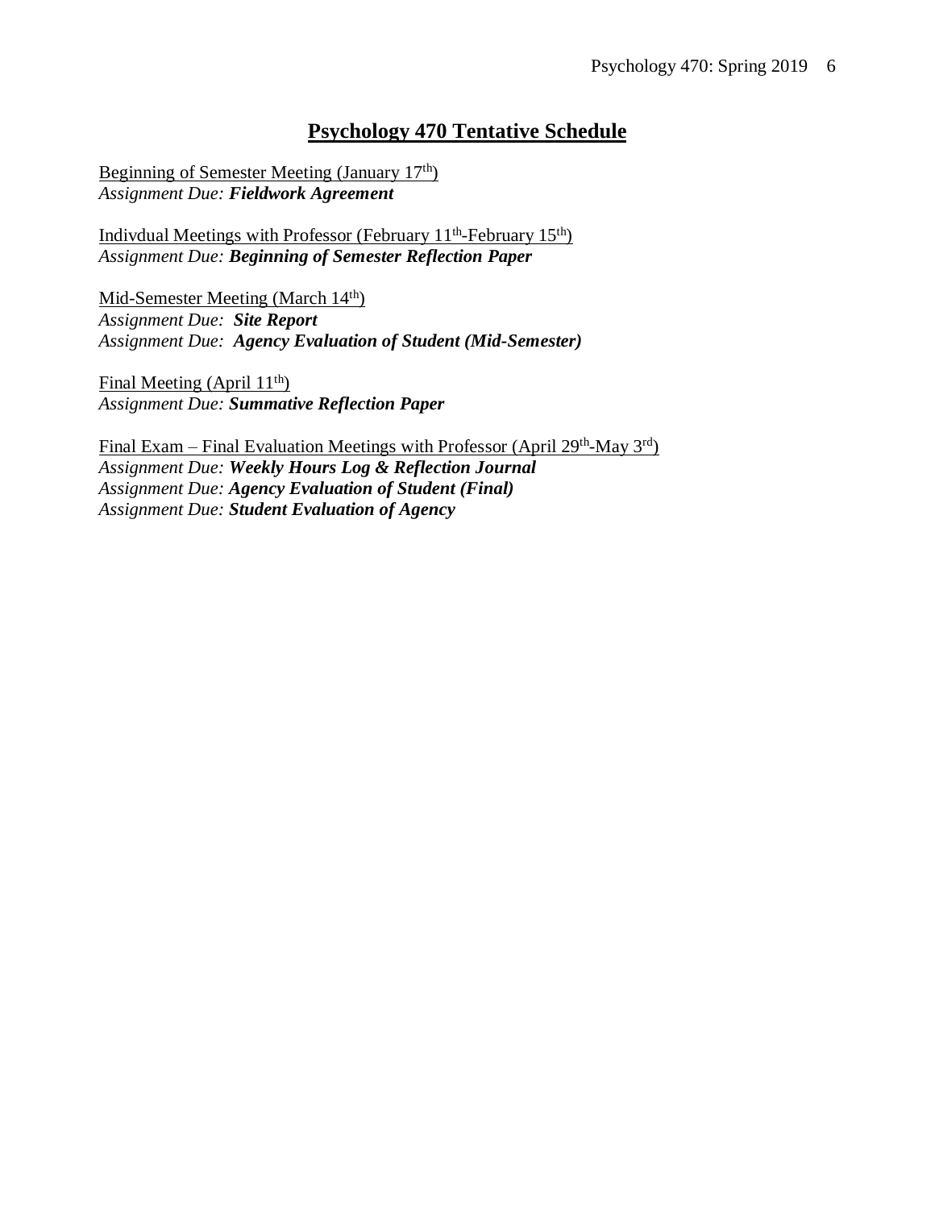# Psychology 470 Tentative Schedule

Beginning of Semester Meeting (January 17th)
*Assignment Due:* ***Fieldwork Agreement***

Indivdual Meetings with Professor (February 11th-February 15th)
*Assignment Due:* ***Beginning of Semester Reflection Paper***

Mid-Semester Meeting (March 14th)
*Assignment Due:* ***Site Report***
*Assignment Due:* ***Agency Evaluation of Student (Mid-Semester)***

Final Meeting (April 11th)
*Assignment Due:* ***Summative Reflection Paper***

Final Exam – Final Evaluation Meetings with Professor (April 29th-May 3rd)
*Assignment Due:* ***Weekly Hours Log & Reflection Journal***
*Assignment Due:* ***Agency Evaluation of Student (Final)***
*Assignment Due:* ***Student Evaluation of Agency***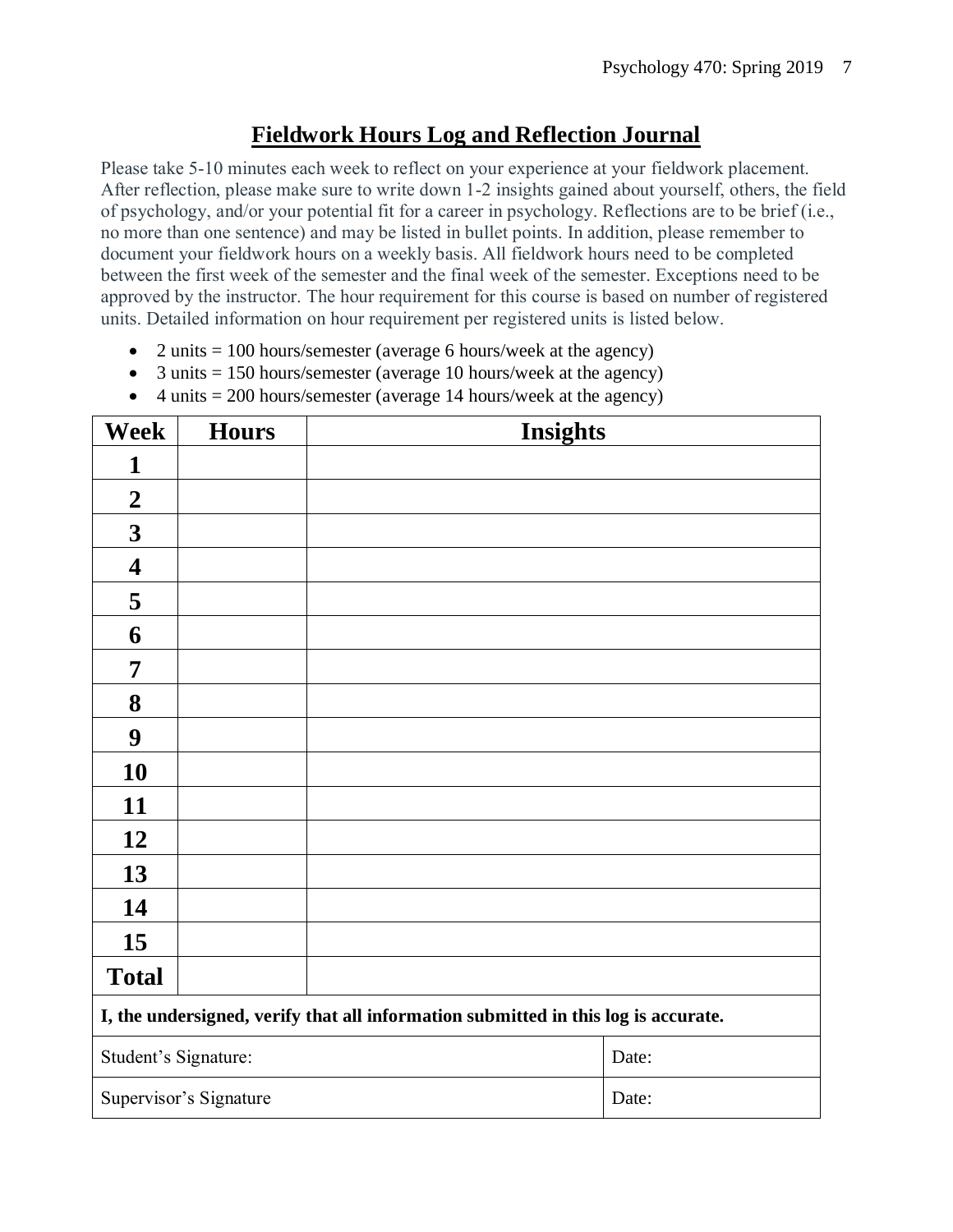## Fieldwork Hours Log and Reflection Journal

Please take 5-10 minutes each week to reflect on your experience at your fieldwork placement. After reflection, please make sure to write down 1-2 insights gained about yourself, others, the field of psychology, and/or your potential fit for a career in psychology. Reflections are to be brief (i.e., no more than one sentence) and may be listed in bullet points. In addition, please remember to document your fieldwork hours on a weekly basis. All fieldwork hours need to be completed between the first week of the semester and the final week of the semester. Exceptions need to be approved by the instructor. The hour requirement for this course is based on number of registered units. Detailed information on hour requirement per registered units is listed below.

- 2 units = 100 hours/semester (average 6 hours/week at the agency)
- 3 units = 150 hours/semester (average 10 hours/week at the agency)
- 4 units = 200 hours/semester (average 14 hours/week at the agency)

| Week | Hours | Insights |
|---|---|---|
| **1** | | |
| **2** | | |
| **3** | | |
| **4** | | |
| **5** | | |
| **6** | | |
| **7** | | |
| **8** | | |
| **9** | | |
| **10** | | |
| **11** | | |
| **12** | | |
| **13** | | |
| **14** | | |
| **15** | | |
| **Total** | | |

**I, the undersigned, verify that all information submitted in this log is accurate.**

| | |
|---|---|
| Student's Signature: | Date: |
| Supervisor's Signature | Date: |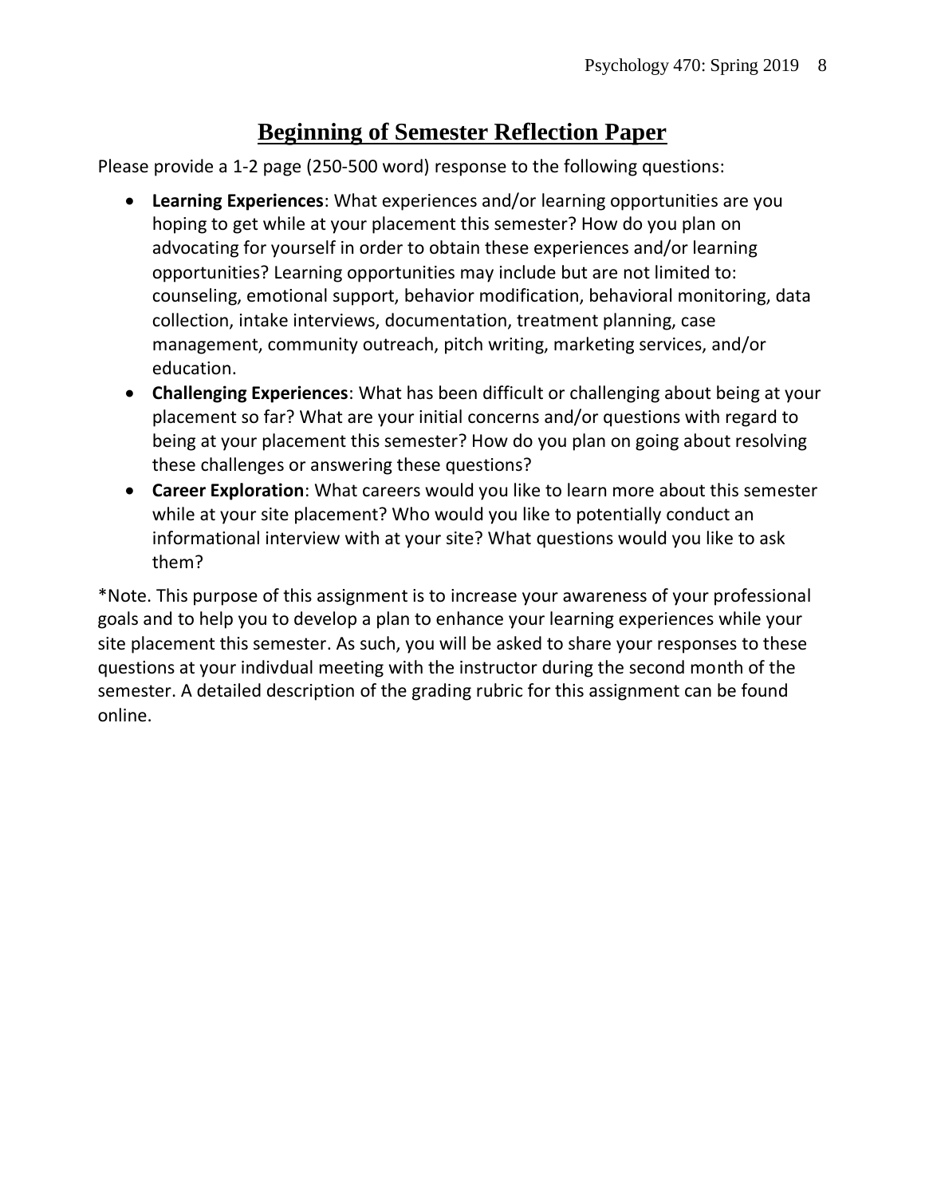# Beginning of Semester Reflection Paper

Please provide a 1-2 page (250-500 word) response to the following questions:

- **Learning Experiences**: What experiences and/or learning opportunities are you hoping to get while at your placement this semester? How do you plan on advocating for yourself in order to obtain these experiences and/or learning opportunities? Learning opportunities may include but are not limited to: counseling, emotional support, behavior modification, behavioral monitoring, data collection, intake interviews, documentation, treatment planning, case management, community outreach, pitch writing, marketing services, and/or education.
- **Challenging Experiences**: What has been difficult or challenging about being at your placement so far? What are your initial concerns and/or questions with regard to being at your placement this semester? How do you plan on going about resolving these challenges or answering these questions?
- **Career Exploration**: What careers would you like to learn more about this semester while at your site placement? Who would you like to potentially conduct an informational interview with at your site? What questions would you like to ask them?

*Note. This purpose of this assignment is to increase your awareness of your professional goals and to help you to develop a plan to enhance your learning experiences while your site placement this semester. As such, you will be asked to share your responses to these questions at your indivdual meeting with the instructor during the second month of the semester. A detailed description of the grading rubric for this assignment can be found online.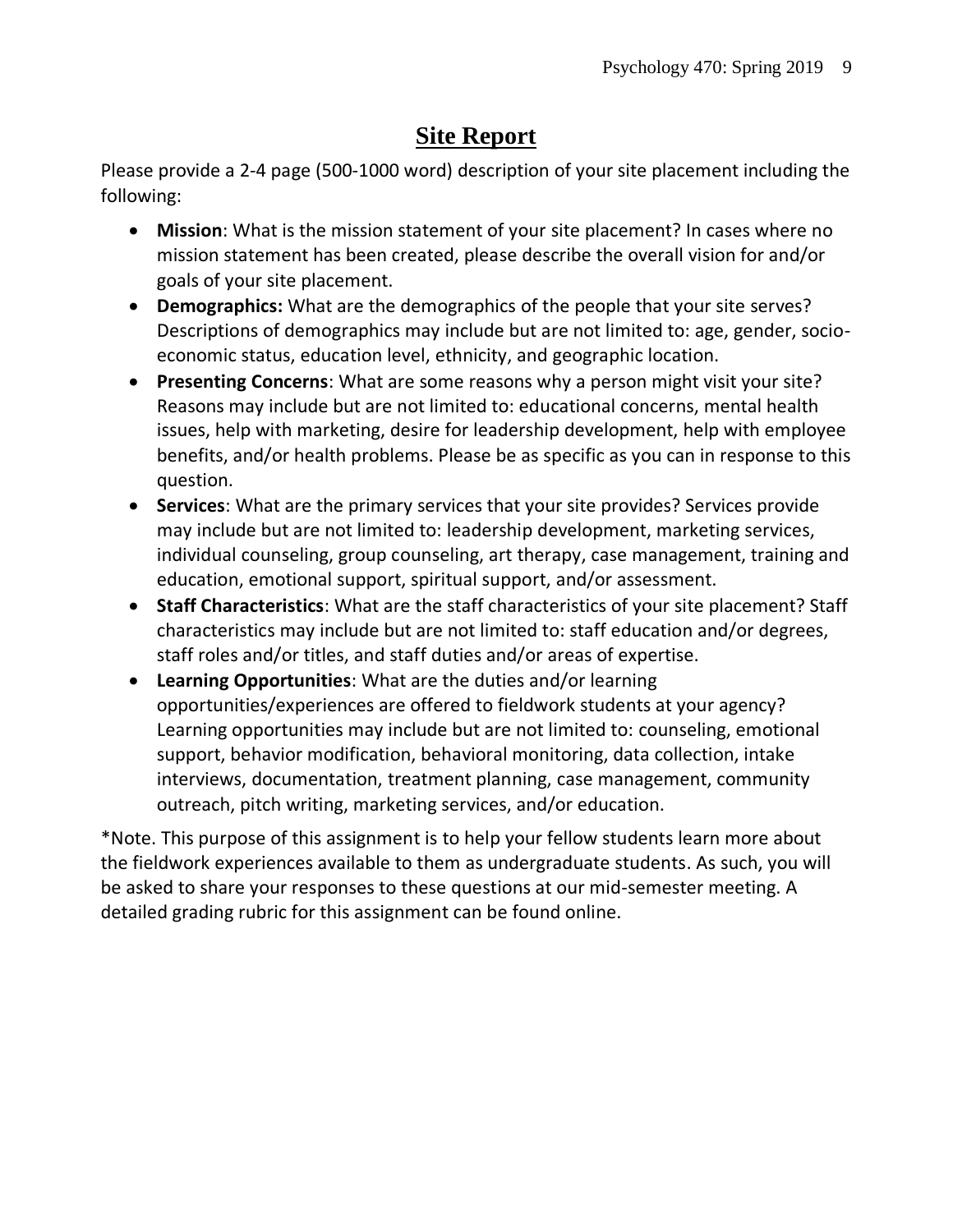# Site Report

Please provide a 2-4 page (500-1000 word) description of your site placement including the following:

- **Mission**: What is the mission statement of your site placement? In cases where no mission statement has been created, please describe the overall vision for and/or goals of your site placement.
- **Demographics:** What are the demographics of the people that your site serves? Descriptions of demographics may include but are not limited to: age, gender, socio-economic status, education level, ethnicity, and geographic location.
- **Presenting Concerns**: What are some reasons why a person might visit your site? Reasons may include but are not limited to: educational concerns, mental health issues, help with marketing, desire for leadership development, help with employee benefits, and/or health problems. Please be as specific as you can in response to this question.
- **Services**: What are the primary services that your site provides? Services provide may include but are not limited to: leadership development, marketing services, individual counseling, group counseling, art therapy, case management, training and education, emotional support, spiritual support, and/or assessment.
- **Staff Characteristics**: What are the staff characteristics of your site placement? Staff characteristics may include but are not limited to: staff education and/or degrees, staff roles and/or titles, and staff duties and/or areas of expertise.
- **Learning Opportunities**: What are the duties and/or learning opportunities/experiences are offered to fieldwork students at your agency? Learning opportunities may include but are not limited to: counseling, emotional support, behavior modification, behavioral monitoring, data collection, intake interviews, documentation, treatment planning, case management, community outreach, pitch writing, marketing services, and/or education.

*Note. This purpose of this assignment is to help your fellow students learn more about the fieldwork experiences available to them as undergraduate students. As such, you will be asked to share your responses to these questions at our mid-semester meeting. A detailed grading rubric for this assignment can be found online.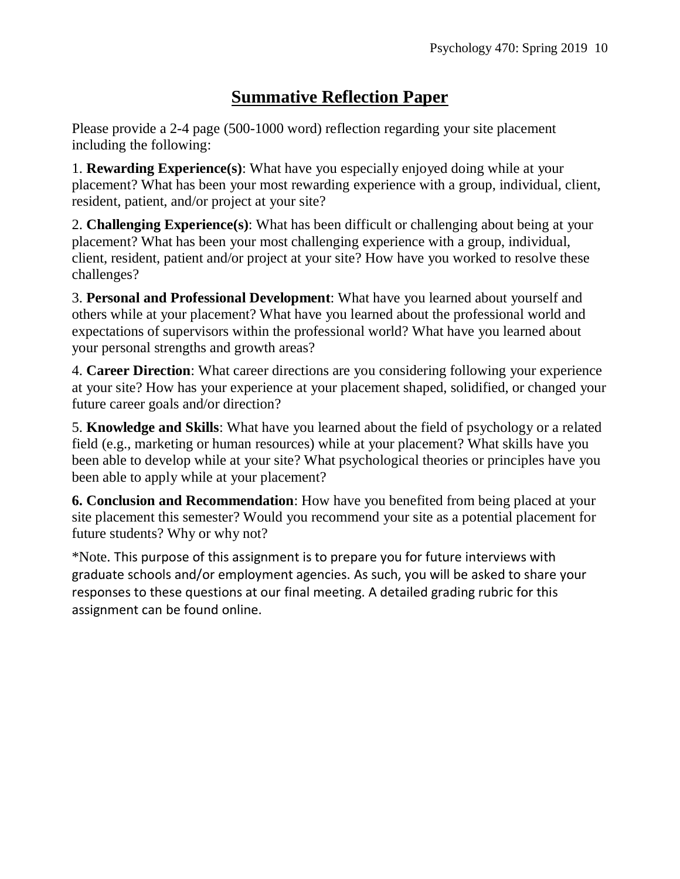# Summative Reflection Paper

Please provide a 2-4 page (500-1000 word) reflection regarding your site placement including the following:

1. **Rewarding Experience(s)**: What have you especially enjoyed doing while at your placement? What has been your most rewarding experience with a group, individual, client, resident, patient, and/or project at your site?

2. **Challenging Experience(s)**: What has been difficult or challenging about being at your placement? What has been your most challenging experience with a group, individual, client, resident, patient and/or project at your site? How have you worked to resolve these challenges?

3. **Personal and Professional Development**: What have you learned about yourself and others while at your placement? What have you learned about the professional world and expectations of supervisors within the professional world? What have you learned about your personal strengths and growth areas?

4. **Career Direction**: What career directions are you considering following your experience at your site? How has your experience at your placement shaped, solidified, or changed your future career goals and/or direction?

5. **Knowledge and Skills**: What have you learned about the field of psychology or a related field (e.g., marketing or human resources) while at your placement? What skills have you been able to develop while at your site? What psychological theories or principles have you been able to apply while at your placement?

6. **Conclusion and Recommendation**: How have you benefited from being placed at your site placement this semester? Would you recommend your site as a potential placement for future students? Why or why not?

*Note. This purpose of this assignment is to prepare you for future interviews with graduate schools and/or employment agencies. As such, you will be asked to share your responses to these questions at our final meeting. A detailed grading rubric for this assignment can be found online.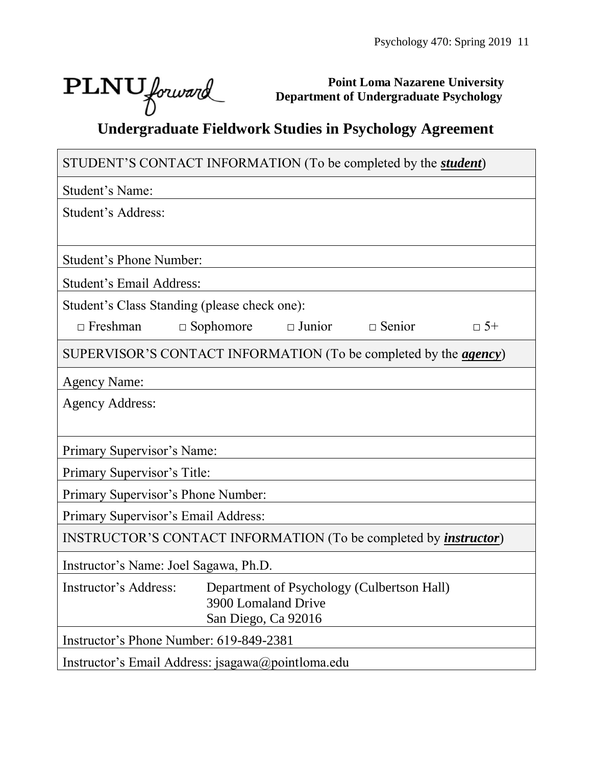PLNU forward

**Point Loma Nazarene University**
**Department of Undergraduate Psychology**

# Undergraduate Fieldwork Studies in Psychology Agreement

| STUDENT'S CONTACT INFORMATION (To be completed by the ***student***) |
|---|
| Student's Name: |
| Student's Address: |
| Student's Phone Number: |
| Student's Email Address: |
| Student's Class Standing (please check one): □ Freshman □ Sophomore □ Junior □ Senior □ 5+ |
| SUPERVISOR'S CONTACT INFORMATION (To be completed by the ***agency***) |
| Agency Name: |
| Agency Address: |
| Primary Supervisor's Name: |
| Primary Supervisor's Title: |
| Primary Supervisor's Phone Number: |
| Primary Supervisor's Email Address: |
| INSTRUCTOR'S CONTACT INFORMATION (To be completed by ***instructor***) |
| Instructor's Name: Joel Sagawa, Ph.D. |
| Instructor's Address: Department of Psychology (Culbertson Hall), 3900 Lomaland Drive, San Diego, Ca 92016 |
| Instructor's Phone Number: 619-849-2381 |
| Instructor's Email Address: jsagawa@pointloma.edu |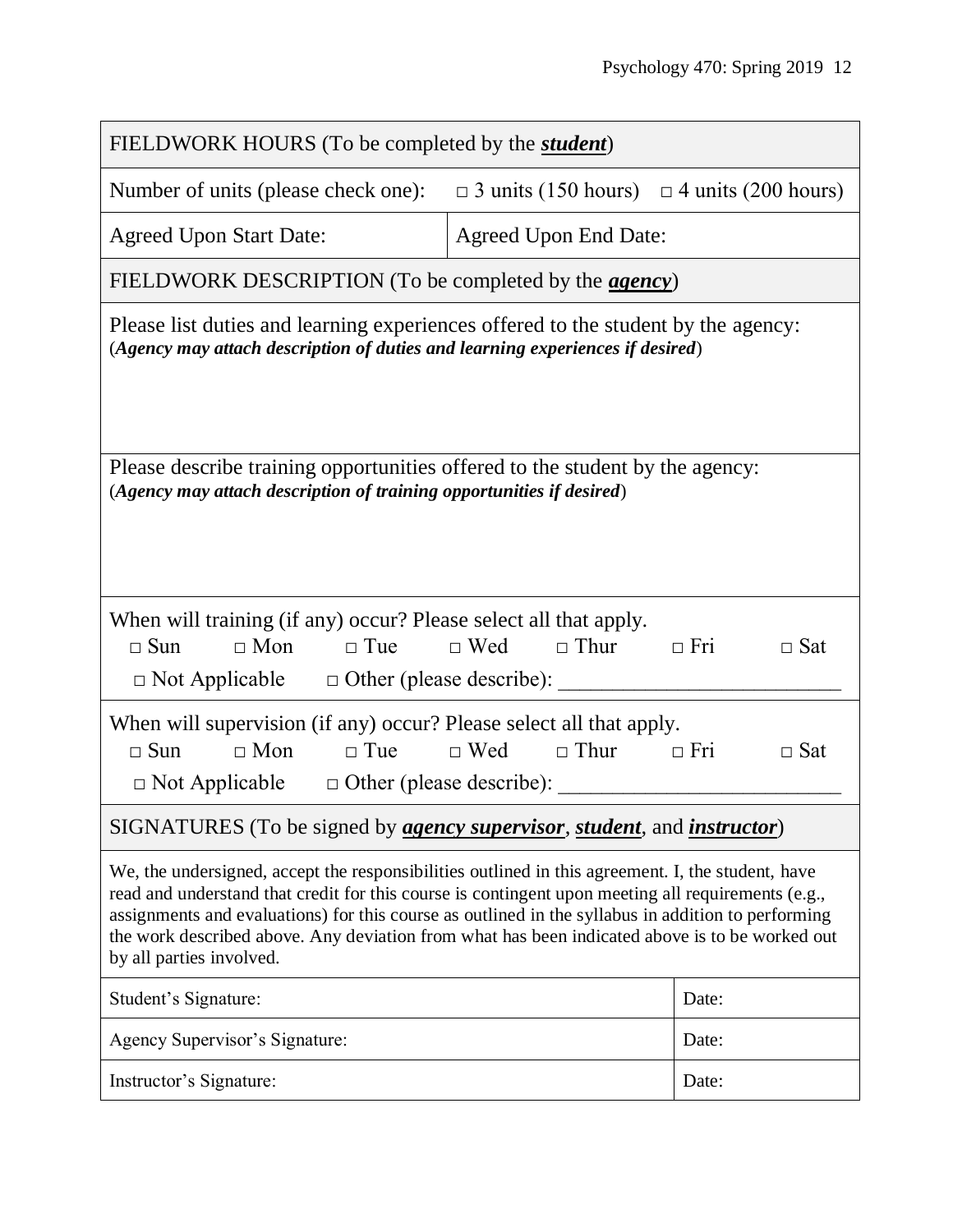| FIELDWORK HOURS (To be completed by the ***student***) | |
|---|---|
| Number of units (please check one): □ 3 units (150 hours) □ 4 units (200 hours) | |
| Agreed Upon Start Date: | Agreed Upon End Date: |

| FIELDWORK DESCRIPTION (To be completed by the ***agency***) |
|---|
| Please list duties and learning experiences offered to the student by the agency: (***Agency may attach description of duties and learning experiences if desired***) |
| Please describe training opportunities offered to the student by the agency: (***Agency may attach description of training opportunities if desired***) |
| When will training (if any) occur? Please select all that apply. □ Sun □ Mon □ Tue □ Wed □ Thur □ Fri □ Sat □ Not Applicable □ Other (please describe): ___________________________ |
| When will supervision (if any) occur? Please select all that apply. □ Sun □ Mon □ Tue □ Wed □ Thur □ Fri □ Sat □ Not Applicable □ Other (please describe): ___________________________ |

| SIGNATURES (To be signed by ***agency supervisor***, ***student***, and ***instructor***) | |
|---|---|
| We, the undersigned, accept the responsibilities outlined in this agreement. I, the student, have read and understand that credit for this course is contingent upon meeting all requirements (e.g., assignments and evaluations) for this course as outlined in the syllabus in addition to performing the work described above. Any deviation from what has been indicated above is to be worked out by all parties involved. | |
| Student's Signature: | Date: |
| Agency Supervisor's Signature: | Date: |
| Instructor's Signature: | Date: |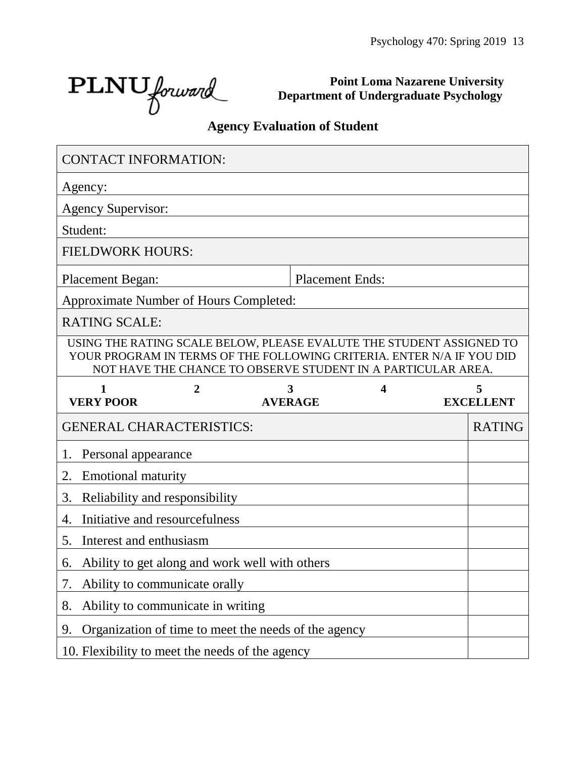PLNU forward

**Point Loma Nazarene University**
**Department of Undergraduate Psychology**

## Agency Evaluation of Student

| CONTACT INFORMATION: | |
|---|---|
| Agency: | |
| Agency Supervisor: | |
| Student: | |
| **FIELDWORK HOURS:** | |
| Placement Began: | Placement Ends: |
| Approximate Number of Hours Completed: | |

**RATING SCALE:**

USING THE RATING SCALE BELOW, PLEASE EVALUTE THE STUDENT ASSIGNED TO YOUR PROGRAM IN TERMS OF THE FOLLOWING CRITERIA. ENTER N/A IF YOU DID NOT HAVE THE CHANCE TO OBSERVE STUDENT IN A PARTICULAR AREA.

| 1 | 2 | 3 | 4 | 5 |
|---|---|---|---|---|
| **VERY POOR** | | **AVERAGE** | | **EXCELLENT** |

| GENERAL CHARACTERISTICS: | RATING |
|---|---|
| 1. Personal appearance | |
| 2. Emotional maturity | |
| 3. Reliability and responsibility | |
| 4. Initiative and resourcefulness | |
| 5. Interest and enthusiasm | |
| 6. Ability to get along and work well with others | |
| 7. Ability to communicate orally | |
| 8. Ability to communicate in writing | |
| 9. Organization of time to meet the needs of the agency | |
| 10. Flexibility to meet the needs of the agency | |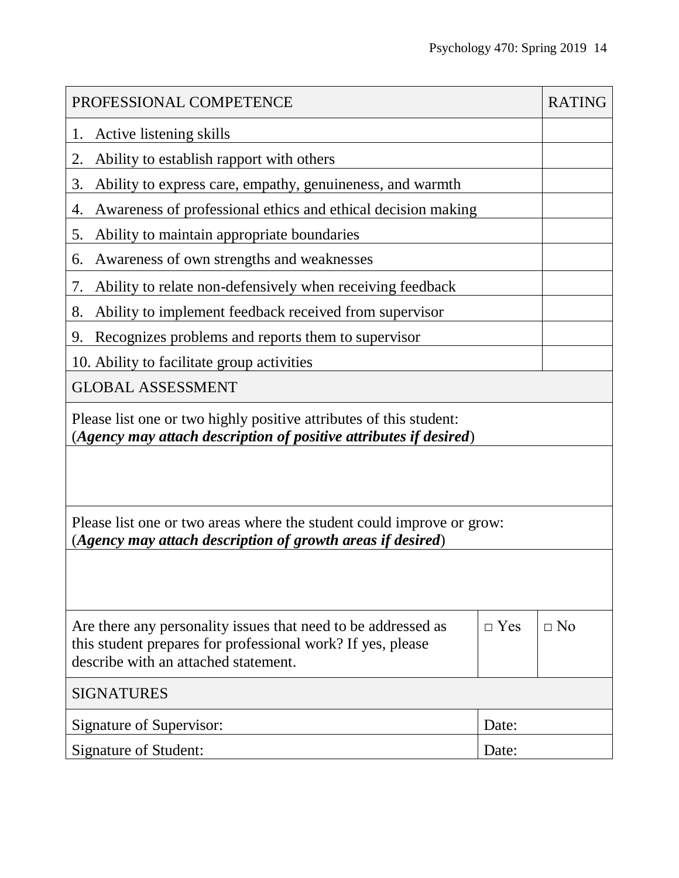| PROFESSIONAL COMPETENCE | RATING |
| --- | --- |
| 1. Active listening skills | |
| 2. Ability to establish rapport with others | |
| 3. Ability to express care, empathy, genuineness, and warmth | |
| 4. Awareness of professional ethics and ethical decision making | |
| 5. Ability to maintain appropriate boundaries | |
| 6. Awareness of own strengths and weaknesses | |
| 7. Ability to relate non-defensively when receiving feedback | |
| 8. Ability to implement feedback received from supervisor | |
| 9. Recognizes problems and reports them to supervisor | |
| 10. Ability to facilitate group activities | |

| GLOBAL ASSESSMENT | | |
| --- | --- | --- |
| Please list one or two highly positive attributes of this student: (***Agency may attach description of positive attributes if desired***) | | |
| | | |
| Please list one or two areas where the student could improve or grow: (***Agency may attach description of growth areas if desired***) | | |
| | | |
| Are there any personality issues that need to be addressed as this student prepares for professional work? If yes, please describe with an attached statement. | □ Yes | □ No |

| SIGNATURES | |
| --- | --- |
| Signature of Supervisor: | Date: |
| Signature of Student: | Date: |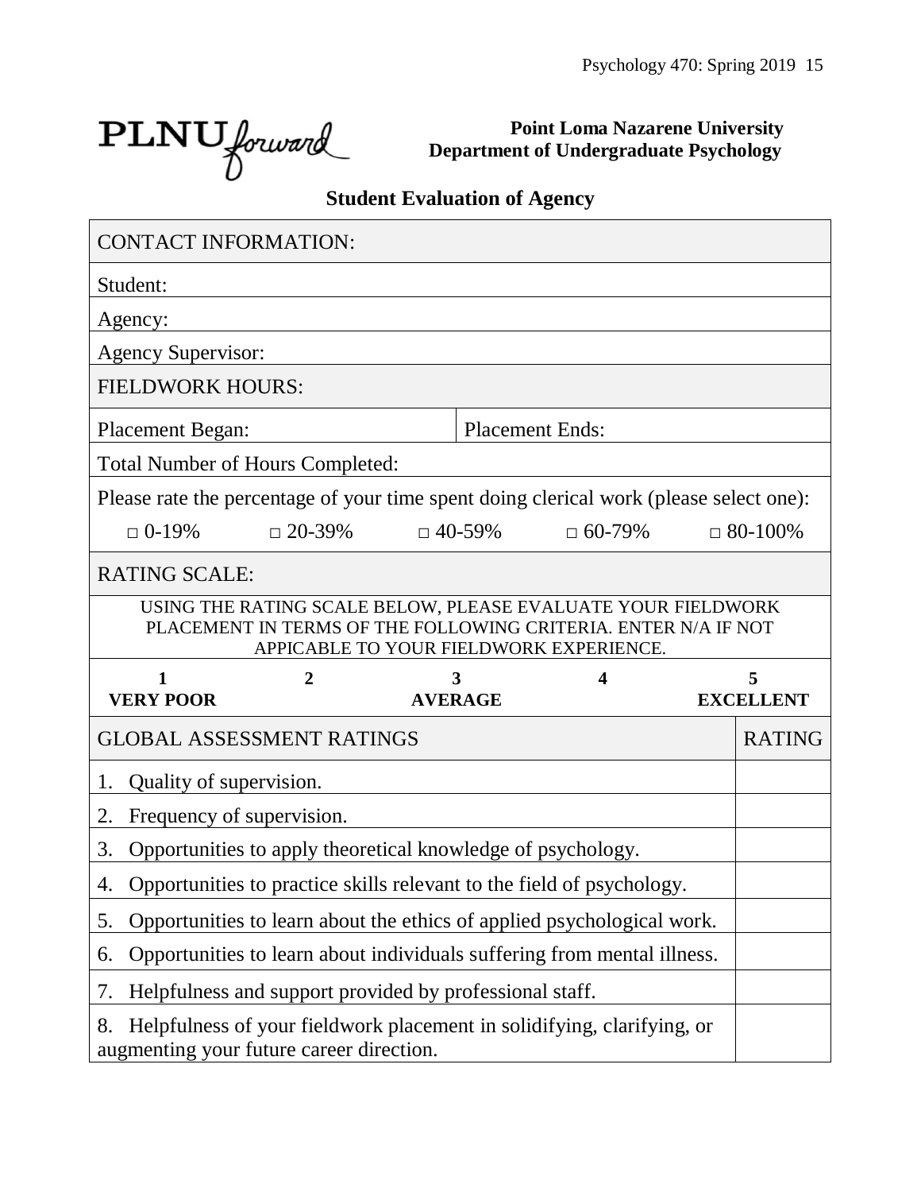PLNU forward

**Point Loma Nazarene University**
**Department of Undergraduate Psychology**

## Student Evaluation of Agency

| CONTACT INFORMATION: | |
|---|---|
| Student: | |
| Agency: | |
| Agency Supervisor: | |
| FIELDWORK HOURS: | |
| Placement Began: | Placement Ends: |
| Total Number of Hours Completed: | |

Please rate the percentage of your time spent doing clerical work (please select one):

□ 0-19%  □ 20-39%  □ 40-59%  □ 60-79%  □ 80-100%

RATING SCALE:

USING THE RATING SCALE BELOW, PLEASE EVALUATE YOUR FIELDWORK PLACEMENT IN TERMS OF THE FOLLOWING CRITERIA. ENTER N/A IF NOT APPICABLE TO YOUR FIELDWORK EXPERIENCE.

| 1 | 2 | 3 | 4 | 5 |
|---|---|---|---|---|
| **VERY POOR** | | **AVERAGE** | | **EXCELLENT** |

| GLOBAL ASSESSMENT RATINGS | RATING |
|---|---|
| 1. Quality of supervision. | |
| 2. Frequency of supervision. | |
| 3. Opportunities to apply theoretical knowledge of psychology. | |
| 4. Opportunities to practice skills relevant to the field of psychology. | |
| 5. Opportunities to learn about the ethics of applied psychological work. | |
| 6. Opportunities to learn about individuals suffering from mental illness. | |
| 7. Helpfulness and support provided by professional staff. | |
| 8. Helpfulness of your fieldwork placement in solidifying, clarifying, or augmenting your future career direction. | |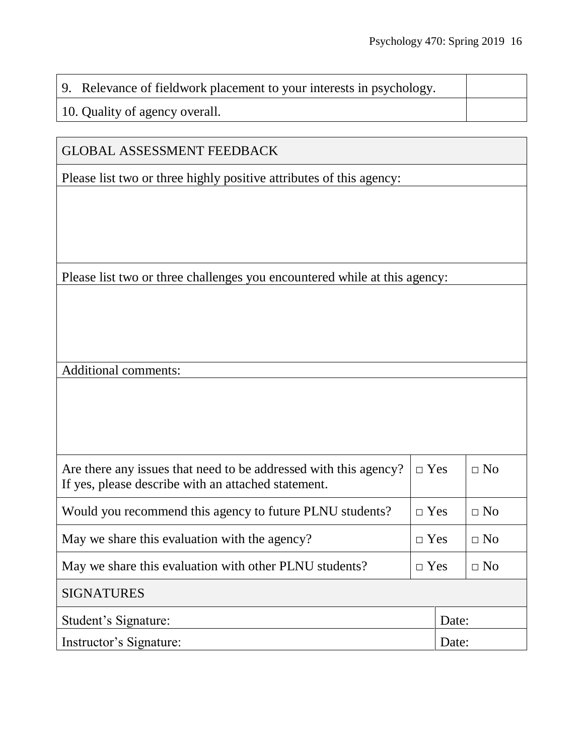| | |
|---|---|
| 9. Relevance of fieldwork placement to your interests in psychology. | |
| 10. Quality of agency overall. | |

| GLOBAL ASSESSMENT FEEDBACK | | |
|---|---|---|
| Please list two or three highly positive attributes of this agency: | | |
| | | |
| Please list two or three challenges you encountered while at this agency: | | |
| | | |
| Additional comments: | | |
| | | |
| Are there any issues that need to be addressed with this agency? If yes, please describe with an attached statement. | □ Yes | □ No |
| Would you recommend this agency to future PLNU students? | □ Yes | □ No |
| May we share this evaluation with the agency? | □ Yes | □ No |
| May we share this evaluation with other PLNU students? | □ Yes | □ No |

| SIGNATURES | |
|---|---|
| Student's Signature: | Date: |
| Instructor's Signature: | Date: |